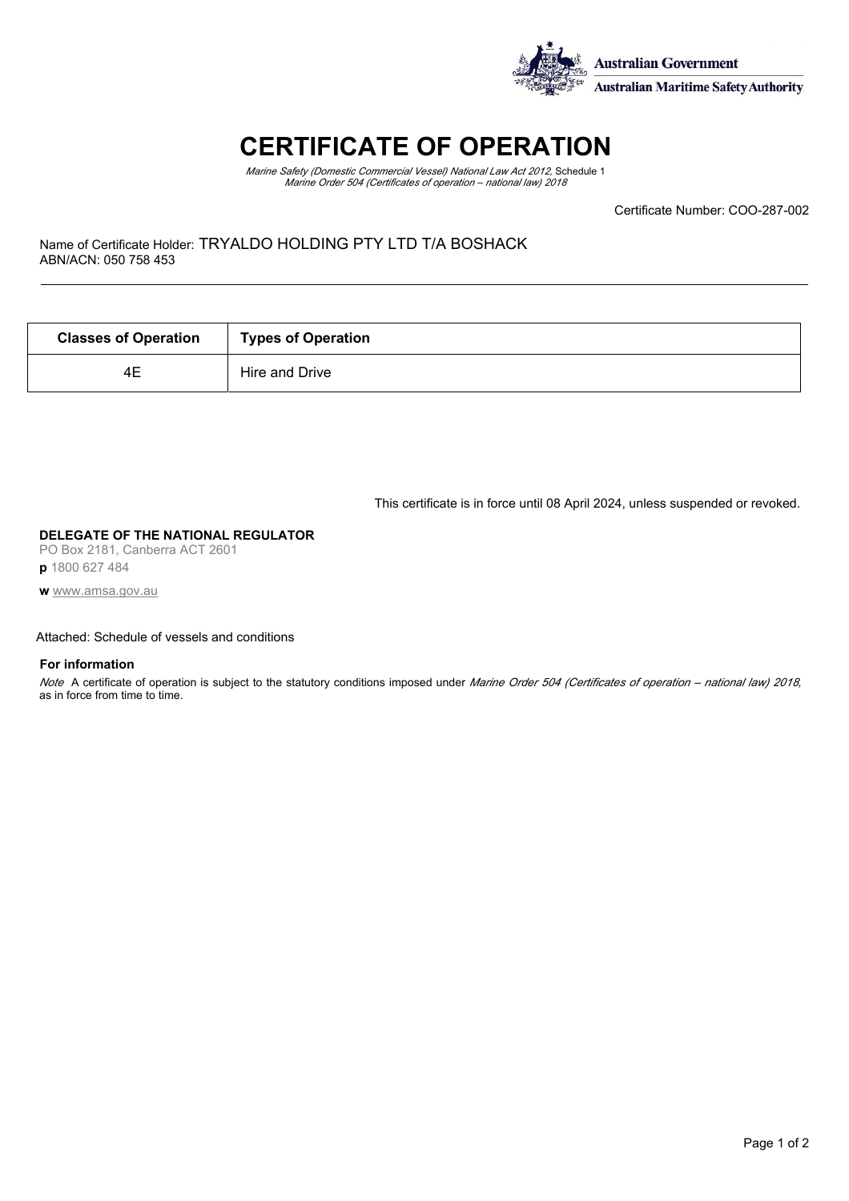Australian Government
Australian Maritime Safety Authority

# CERTIFICATE OF OPERATION

*Marine Safety (Domestic Commercial Vessel) National Law Act 2012*, Schedule 1
*Marine Order 504 (Certificates of operation – national law) 2018*

Certificate Number: COO-287-002

Name of Certificate Holder: TRYALDO HOLDING PTY LTD T/A BOSHACK
ABN/ACN: 050 758 453

| Classes of Operation | Types of Operation |
|---|---|
| 4E | Hire and Drive |

This certificate is in force until 08 April 2024, unless suspended or revoked.

**DELEGATE OF THE NATIONAL REGULATOR**
PO Box 2181, Canberra ACT 2601
**p** 1800 627 484
**w** www.amsa.gov.au

Attached: Schedule of vessels and conditions

**For information**

*Note* A certificate of operation is subject to the statutory conditions imposed under *Marine Order 504 (Certificates of operation – national law) 2018*, as in force from time to time.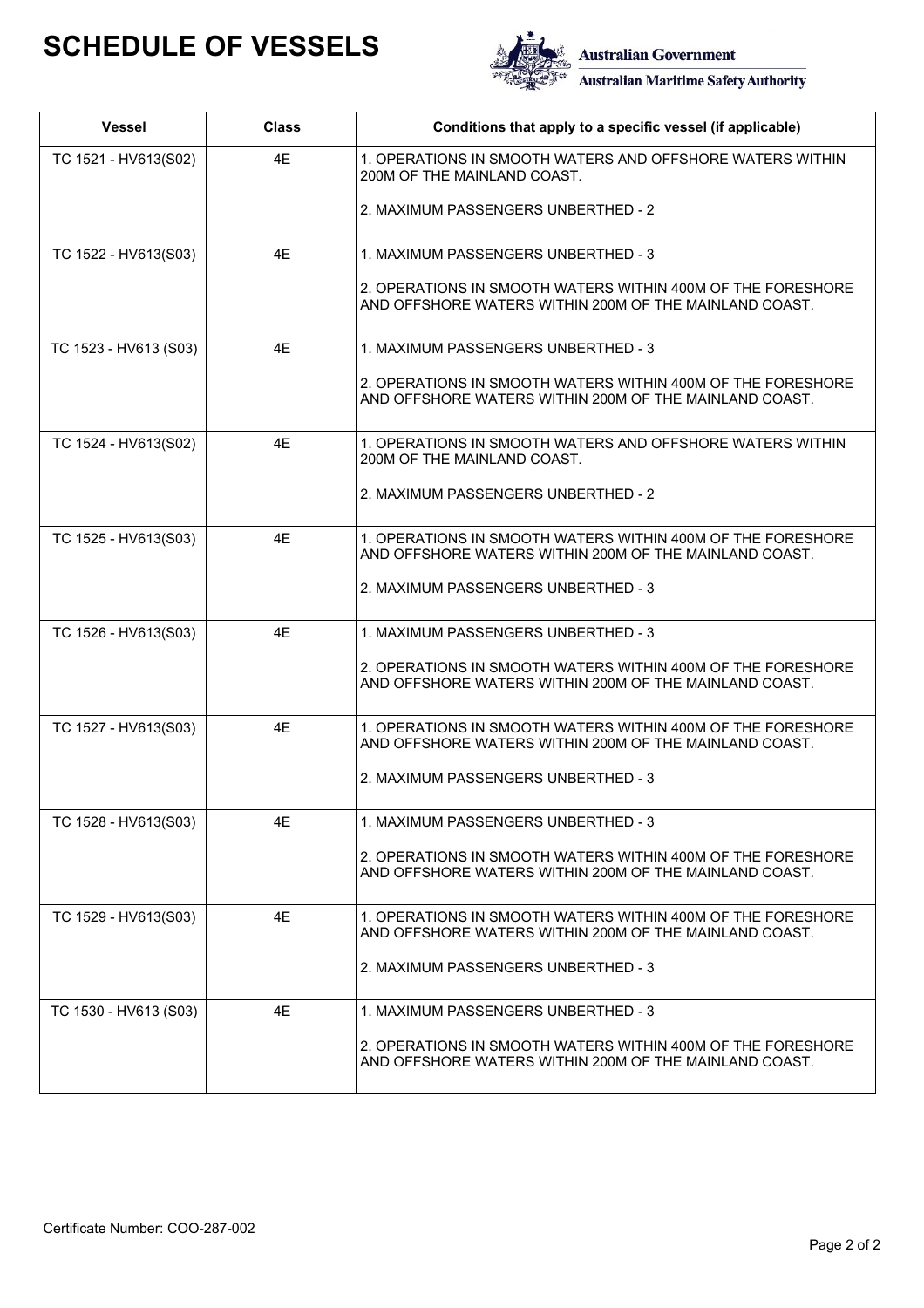# SCHEDULE OF VESSELS

Australian Government
Australian Maritime Safety Authority

| Vessel | Class | Conditions that apply to a specific vessel (if applicable) |
|---|---|---|
| TC 1521 - HV613(S02) | 4E | 1. OPERATIONS IN SMOOTH WATERS AND OFFSHORE WATERS WITHIN 200M OF THE MAINLAND COAST.<br><br>2. MAXIMUM PASSENGERS UNBERTHED - 2 |
| TC 1522 - HV613(S03) | 4E | 1. MAXIMUM PASSENGERS UNBERTHED - 3<br><br>2. OPERATIONS IN SMOOTH WATERS WITHIN 400M OF THE FORESHORE AND OFFSHORE WATERS WITHIN 200M OF THE MAINLAND COAST. |
| TC 1523 - HV613 (S03) | 4E | 1. MAXIMUM PASSENGERS UNBERTHED - 3<br><br>2. OPERATIONS IN SMOOTH WATERS WITHIN 400M OF THE FORESHORE AND OFFSHORE WATERS WITHIN 200M OF THE MAINLAND COAST. |
| TC 1524 - HV613(S02) | 4E | 1. OPERATIONS IN SMOOTH WATERS AND OFFSHORE WATERS WITHIN 200M OF THE MAINLAND COAST.<br><br>2. MAXIMUM PASSENGERS UNBERTHED - 2 |
| TC 1525 - HV613(S03) | 4E | 1. OPERATIONS IN SMOOTH WATERS WITHIN 400M OF THE FORESHORE AND OFFSHORE WATERS WITHIN 200M OF THE MAINLAND COAST.<br><br>2. MAXIMUM PASSENGERS UNBERTHED - 3 |
| TC 1526 - HV613(S03) | 4E | 1. MAXIMUM PASSENGERS UNBERTHED - 3<br><br>2. OPERATIONS IN SMOOTH WATERS WITHIN 400M OF THE FORESHORE AND OFFSHORE WATERS WITHIN 200M OF THE MAINLAND COAST. |
| TC 1527 - HV613(S03) | 4E | 1. OPERATIONS IN SMOOTH WATERS WITHIN 400M OF THE FORESHORE AND OFFSHORE WATERS WITHIN 200M OF THE MAINLAND COAST.<br><br>2. MAXIMUM PASSENGERS UNBERTHED - 3 |
| TC 1528 - HV613(S03) | 4E | 1. MAXIMUM PASSENGERS UNBERTHED - 3<br><br>2. OPERATIONS IN SMOOTH WATERS WITHIN 400M OF THE FORESHORE AND OFFSHORE WATERS WITHIN 200M OF THE MAINLAND COAST. |
| TC 1529 - HV613(S03) | 4E | 1. OPERATIONS IN SMOOTH WATERS WITHIN 400M OF THE FORESHORE AND OFFSHORE WATERS WITHIN 200M OF THE MAINLAND COAST.<br><br>2. MAXIMUM PASSENGERS UNBERTHED - 3 |
| TC 1530 - HV613 (S03) | 4E | 1. MAXIMUM PASSENGERS UNBERTHED - 3<br><br>2. OPERATIONS IN SMOOTH WATERS WITHIN 400M OF THE FORESHORE AND OFFSHORE WATERS WITHIN 200M OF THE MAINLAND COAST. |

Certificate Number: COO-287-002